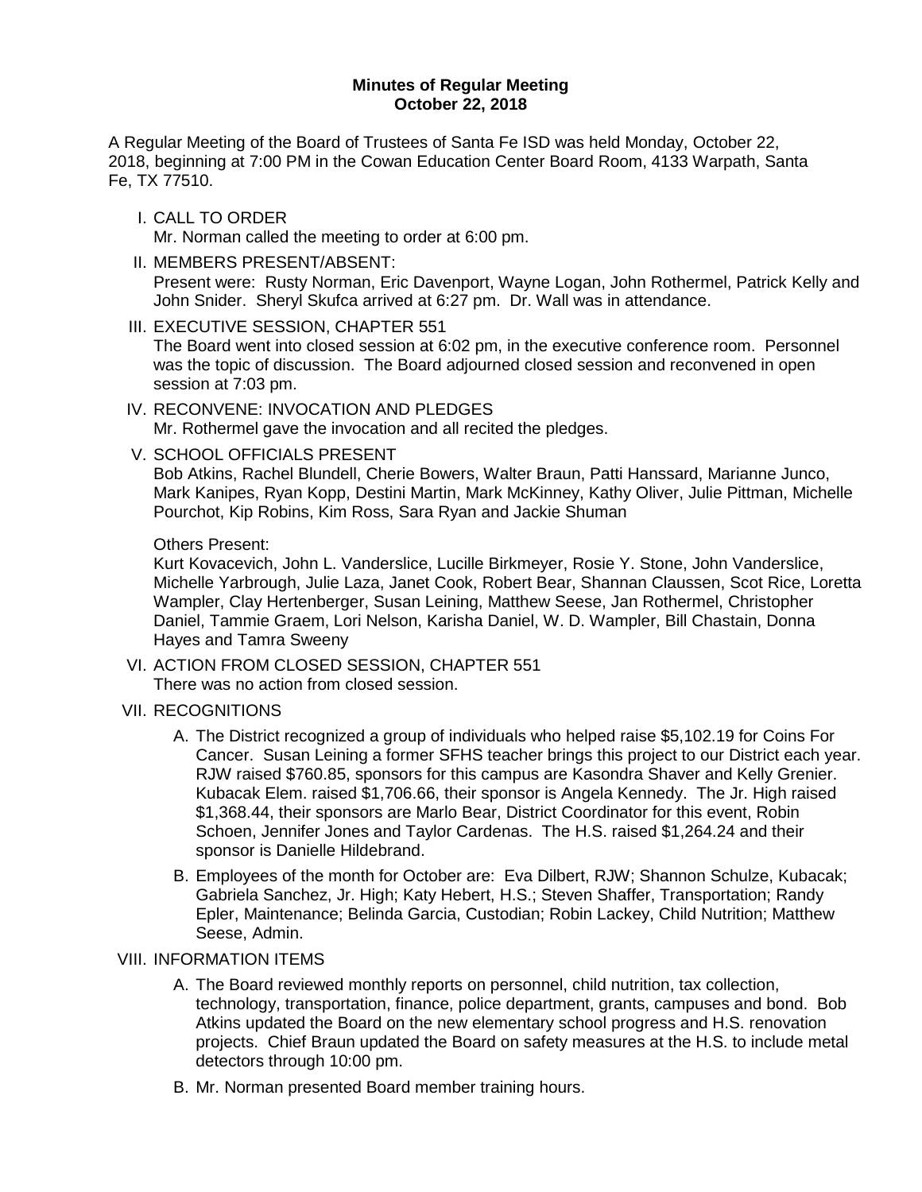**Minutes of Regular Meeting**
**October 22, 2018**

A Regular Meeting of the Board of Trustees of Santa Fe ISD was held Monday, October 22, 2018, beginning at 7:00 PM in the Cowan Education Center Board Room, 4133 Warpath, Santa Fe, TX 77510.

I. CALL TO ORDER
Mr. Norman called the meeting to order at 6:00 pm.

II. MEMBERS PRESENT/ABSENT:
Present were: Rusty Norman, Eric Davenport, Wayne Logan, John Rothermel, Patrick Kelly and John Snider. Sheryl Skufca arrived at 6:27 pm. Dr. Wall was in attendance.

III. EXECUTIVE SESSION, CHAPTER 551
The Board went into closed session at 6:02 pm, in the executive conference room. Personnel was the topic of discussion. The Board adjourned closed session and reconvened in open session at 7:03 pm.

IV. RECONVENE: INVOCATION AND PLEDGES
Mr. Rothermel gave the invocation and all recited the pledges.

V. SCHOOL OFFICIALS PRESENT
Bob Atkins, Rachel Blundell, Cherie Bowers, Walter Braun, Patti Hanssard, Marianne Junco, Mark Kanipes, Ryan Kopp, Destini Martin, Mark McKinney, Kathy Oliver, Julie Pittman, Michelle Pourchot, Kip Robins, Kim Ross, Sara Ryan and Jackie Shuman

Others Present:
Kurt Kovacevich, John L. Vanderslice, Lucille Birkmeyer, Rosie Y. Stone, John Vanderslice, Michelle Yarbrough, Julie Laza, Janet Cook, Robert Bear, Shannan Claussen, Scot Rice, Loretta Wampler, Clay Hertenberger, Susan Leining, Matthew Seese, Jan Rothermel, Christopher Daniel, Tammie Graem, Lori Nelson, Karisha Daniel, W. D. Wampler, Bill Chastain, Donna Hayes and Tamra Sweeny

VI. ACTION FROM CLOSED SESSION, CHAPTER 551
There was no action from closed session.

VII. RECOGNITIONS

A. The District recognized a group of individuals who helped raise $5,102.19 for Coins For Cancer. Susan Leining a former SFHS teacher brings this project to our District each year. RJW raised $760.85, sponsors for this campus are Kasondra Shaver and Kelly Grenier. Kubacak Elem. raised $1,706.66, their sponsor is Angela Kennedy. The Jr. High raised $1,368.44, their sponsors are Marlo Bear, District Coordinator for this event, Robin Schoen, Jennifer Jones and Taylor Cardenas. The H.S. raised $1,264.24 and their sponsor is Danielle Hildebrand.

B. Employees of the month for October are: Eva Dilbert, RJW; Shannon Schulze, Kubacak; Gabriela Sanchez, Jr. High; Katy Hebert, H.S.; Steven Shaffer, Transportation; Randy Epler, Maintenance; Belinda Garcia, Custodian; Robin Lackey, Child Nutrition; Matthew Seese, Admin.

VIII. INFORMATION ITEMS

A. The Board reviewed monthly reports on personnel, child nutrition, tax collection, technology, transportation, finance, police department, grants, campuses and bond. Bob Atkins updated the Board on the new elementary school progress and H.S. renovation projects. Chief Braun updated the Board on safety measures at the H.S. to include metal detectors through 10:00 pm.

B. Mr. Norman presented Board member training hours.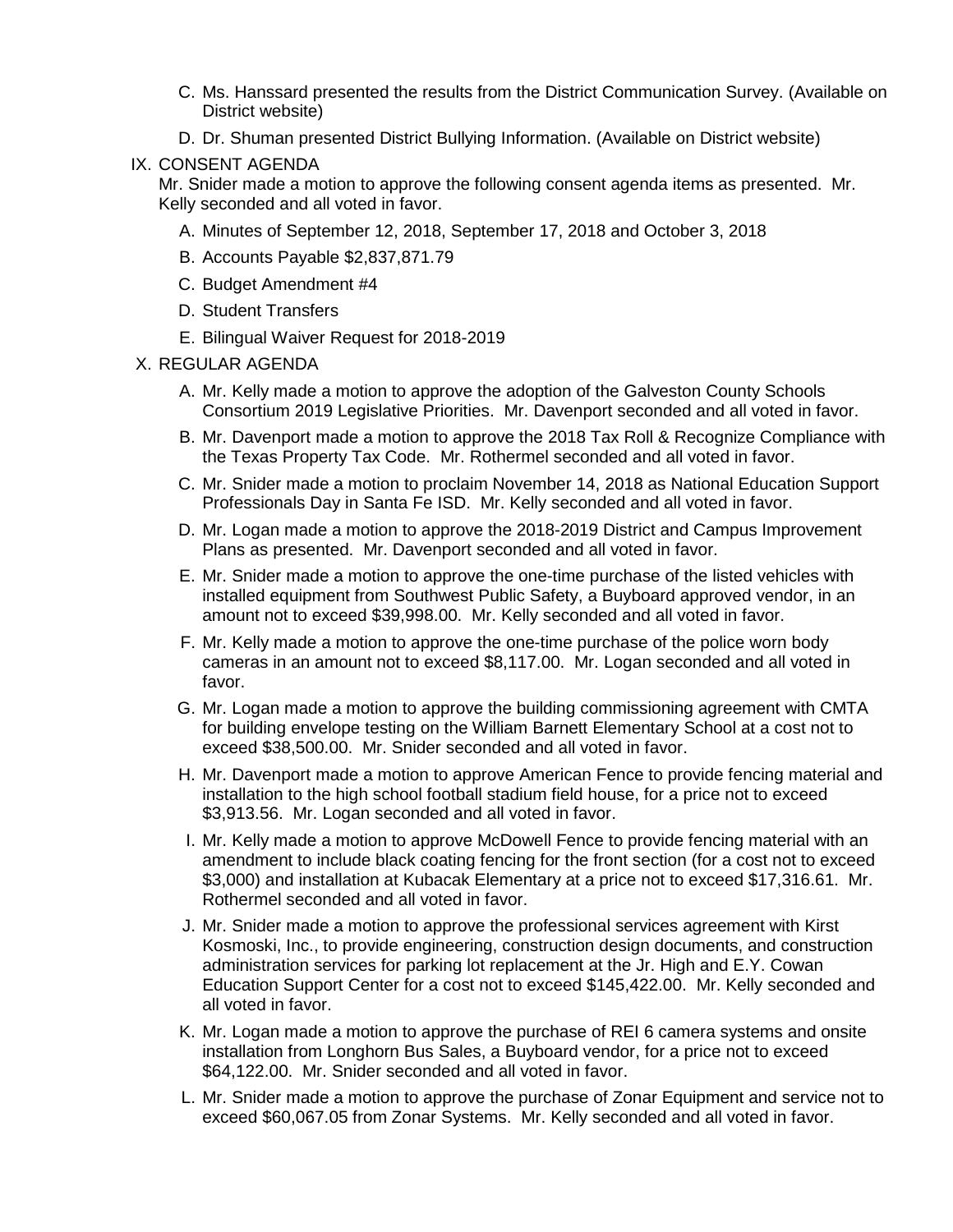C. Ms. Hanssard presented the results from the District Communication Survey. (Available on District website)

D. Dr. Shuman presented District Bullying Information. (Available on District website)

IX. CONSENT AGENDA

Mr. Snider made a motion to approve the following consent agenda items as presented. Mr. Kelly seconded and all voted in favor.

A. Minutes of September 12, 2018, September 17, 2018 and October 3, 2018

B. Accounts Payable $2,837,871.79

C. Budget Amendment #4

D. Student Transfers

E. Bilingual Waiver Request for 2018-2019

X. REGULAR AGENDA

A. Mr. Kelly made a motion to approve the adoption of the Galveston County Schools Consortium 2019 Legislative Priorities. Mr. Davenport seconded and all voted in favor.

B. Mr. Davenport made a motion to approve the 2018 Tax Roll & Recognize Compliance with the Texas Property Tax Code. Mr. Rothermel seconded and all voted in favor.

C. Mr. Snider made a motion to proclaim November 14, 2018 as National Education Support Professionals Day in Santa Fe ISD. Mr. Kelly seconded and all voted in favor.

D. Mr. Logan made a motion to approve the 2018-2019 District and Campus Improvement Plans as presented. Mr. Davenport seconded and all voted in favor.

E. Mr. Snider made a motion to approve the one-time purchase of the listed vehicles with installed equipment from Southwest Public Safety, a Buyboard approved vendor, in an amount not to exceed $39,998.00. Mr. Kelly seconded and all voted in favor.

F. Mr. Kelly made a motion to approve the one-time purchase of the police worn body cameras in an amount not to exceed $8,117.00. Mr. Logan seconded and all voted in favor.

G. Mr. Logan made a motion to approve the building commissioning agreement with CMTA for building envelope testing on the William Barnett Elementary School at a cost not to exceed $38,500.00. Mr. Snider seconded and all voted in favor.

H. Mr. Davenport made a motion to approve American Fence to provide fencing material and installation to the high school football stadium field house, for a price not to exceed $3,913.56. Mr. Logan seconded and all voted in favor.

I. Mr. Kelly made a motion to approve McDowell Fence to provide fencing material with an amendment to include black coating fencing for the front section (for a cost not to exceed $3,000) and installation at Kubacak Elementary at a price not to exceed $17,316.61. Mr. Rothermel seconded and all voted in favor.

J. Mr. Snider made a motion to approve the professional services agreement with Kirst Kosmoski, Inc., to provide engineering, construction design documents, and construction administration services for parking lot replacement at the Jr. High and E.Y. Cowan Education Support Center for a cost not to exceed $145,422.00. Mr. Kelly seconded and all voted in favor.

K. Mr. Logan made a motion to approve the purchase of REI 6 camera systems and onsite installation from Longhorn Bus Sales, a Buyboard vendor, for a price not to exceed $64,122.00. Mr. Snider seconded and all voted in favor.

L. Mr. Snider made a motion to approve the purchase of Zonar Equipment and service not to exceed $60,067.05 from Zonar Systems. Mr. Kelly seconded and all voted in favor.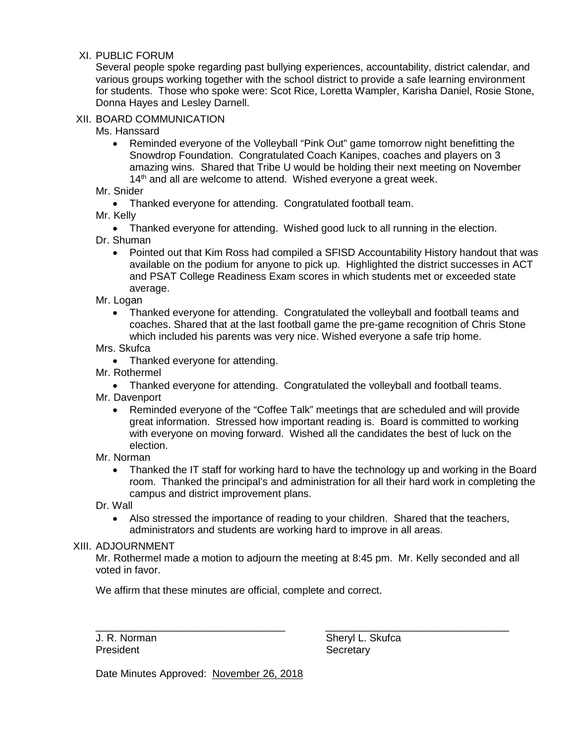XI. PUBLIC FORUM

Several people spoke regarding past bullying experiences, accountability, district calendar, and various groups working together with the school district to provide a safe learning environment for students. Those who spoke were: Scot Rice, Loretta Wampler, Karisha Daniel, Rosie Stone, Donna Hayes and Lesley Darnell.

XII. BOARD COMMUNICATION

Ms. Hanssard

- Reminded everyone of the Volleyball "Pink Out" game tomorrow night benefitting the Snowdrop Foundation. Congratulated Coach Kanipes, coaches and players on 3 amazing wins. Shared that Tribe U would be holding their next meeting on November 14th and all are welcome to attend. Wished everyone a great week.

Mr. Snider

- Thanked everyone for attending. Congratulated football team.

Mr. Kelly

- Thanked everyone for attending. Wished good luck to all running in the election.

Dr. Shuman

- Pointed out that Kim Ross had compiled a SFISD Accountability History handout that was available on the podium for anyone to pick up. Highlighted the district successes in ACT and PSAT College Readiness Exam scores in which students met or exceeded state average.

Mr. Logan

- Thanked everyone for attending. Congratulated the volleyball and football teams and coaches. Shared that at the last football game the pre-game recognition of Chris Stone which included his parents was very nice. Wished everyone a safe trip home.

Mrs. Skufca

- Thanked everyone for attending.

Mr. Rothermel

- Thanked everyone for attending. Congratulated the volleyball and football teams.

Mr. Davenport

- Reminded everyone of the "Coffee Talk" meetings that are scheduled and will provide great information. Stressed how important reading is. Board is committed to working with everyone on moving forward. Wished all the candidates the best of luck on the election.

Mr. Norman

- Thanked the IT staff for working hard to have the technology up and working in the Board room. Thanked the principal's and administration for all their hard work in completing the campus and district improvement plans.

Dr. Wall

- Also stressed the importance of reading to your children. Shared that the teachers, administrators and students are working hard to improve in all areas.

XIII. ADJOURNMENT

Mr. Rothermel made a motion to adjourn the meeting at 8:45 pm. Mr. Kelly seconded and all voted in favor.

We affirm that these minutes are official, complete and correct.

\_\_\_\_\_\_\_\_\_\_\_\_\_\_\_\_\_\_\_\_\_\_\_\_\_\_\_\_\_\_\_\_\_\_  
J. R. Norman  
President

\_\_\_\_\_\_\_\_\_\_\_\_\_\_\_\_\_\_\_\_\_\_\_\_\_\_\_\_\_\_\_\_\_\_  
Sheryl L. Skufca  
Secretary

Date Minutes Approved: November 26, 2018